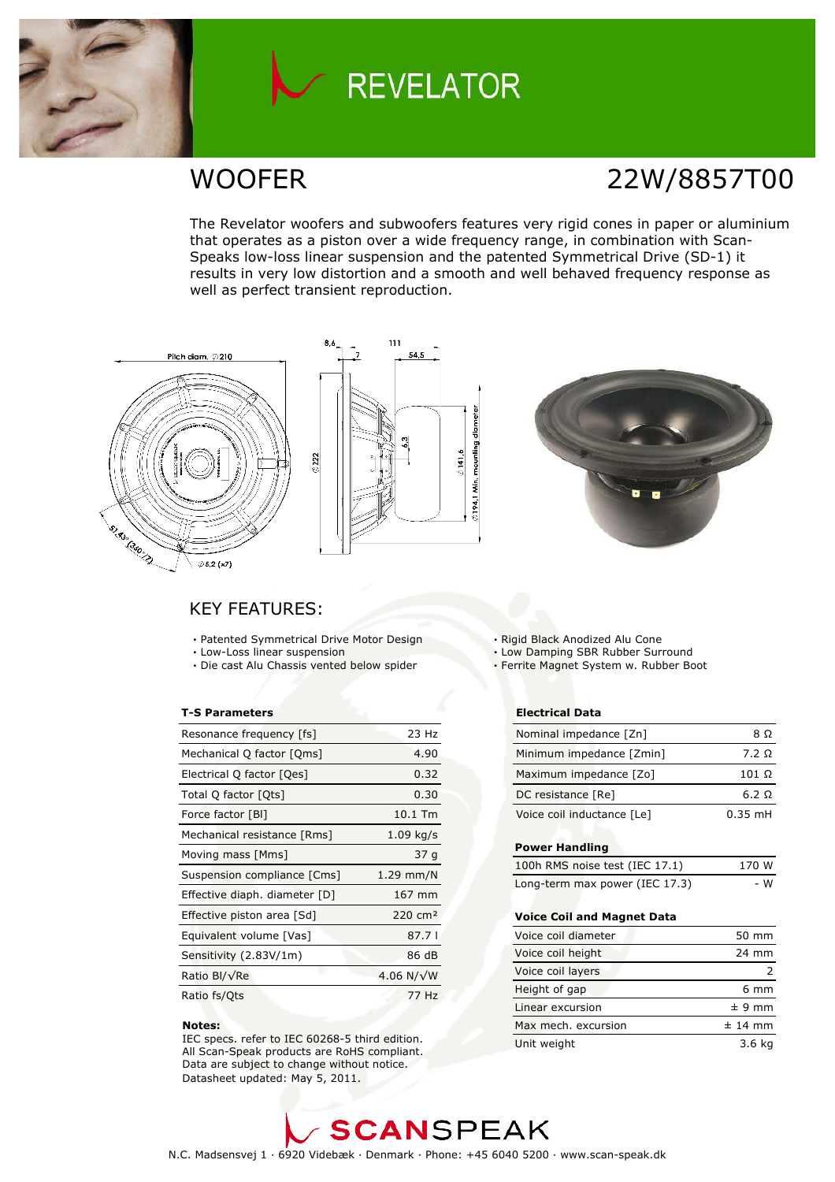# REVELATOR

## WOOFER

## 22W/8857T00

The Revelator woofers and subwoofers features very rigid cones in paper or aluminium that operates as a piston over a wide frequency range, in combination with Scan-Speaks low-loss linear suspension and the patented Symmetrical Drive (SD-1) it results in very low distortion and a smooth and well behaved frequency response as well as perfect transient reproduction.

## KEY FEATURES:

- Patented Symmetrical Drive Motor Design
- Low-Loss linear suspension
- Die cast Alu Chassis vented below spider
- Rigid Black Anodized Alu Cone
- Low Damping SBR Rubber Surround
- Ferrite Magnet System w. Rubber Boot

**T-S Parameters**

| | |
|---|---|
| Resonance frequency [fs] | 23 Hz |
| Mechanical Q factor [Qms] | 4.90 |
| Electrical Q factor [Qes] | 0.32 |
| Total Q factor [Qts] | 0.30 |
| Force factor [Bl] | 10.1 Tm |
| Mechanical resistance [Rms] | 1.09 kg/s |
| Moving mass [Mms] | 37 g |
| Suspension compliance [Cms] | 1.29 mm/N |
| Effective diaph. diameter [D] | 167 mm |
| Effective piston area [Sd] | 220 cm² |
| Equivalent volume [Vas] | 87.7 l |
| Sensitivity (2.83V/1m) | 86 dB |
| Ratio Bl/√Re | 4.06 N/√W |
| Ratio fs/Qts | 77 Hz |

**Notes:**

IEC specs. refer to IEC 60268-5 third edition.
All Scan-Speak products are RoHS compliant.
Data are subject to change without notice.
Datasheet updated: May 5, 2011.

**Electrical Data**

| | |
|---|---|
| Nominal impedance [Zn] | 8 Ω |
| Minimum impedance [Zmin] | 7.2 Ω |
| Maximum impedance [Zo] | 101 Ω |
| DC resistance [Re] | 6.2 Ω |
| Voice coil inductance [Le] | 0.35 mH |

**Power Handling**

| | |
|---|---|
| 100h RMS noise test (IEC 17.1) | 170 W |
| Long-term max power (IEC 17.3) | - W |

**Voice Coil and Magnet Data**

| | |
|---|---|
| Voice coil diameter | 50 mm |
| Voice coil height | 24 mm |
| Voice coil layers | 2 |
| Height of gap | 6 mm |
| Linear excursion | ± 9 mm |
| Max mech. excursion | ± 14 mm |
| Unit weight | 3.6 kg |

SCANSPEAK

N.C. Madsensvej 1 · 6920 Videbæk · Denmark · Phone: +45 6040 5200 · www.scan-speak.dk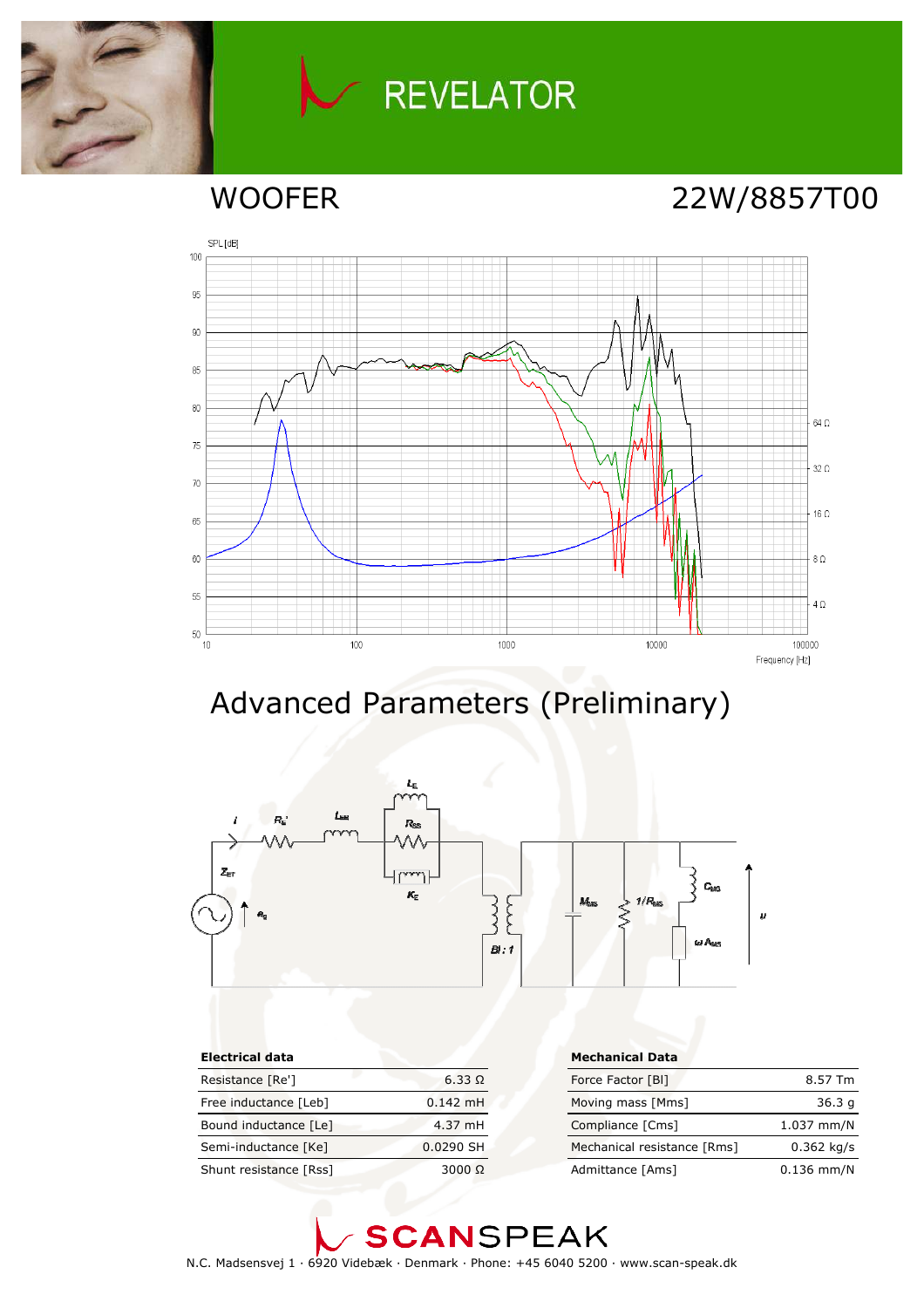REVELATOR

# WOOFER

# 22W/8857T00

SPL [dB]

100
95
90
85
80
75
70
65
60
55
50

64 Ω
32 Ω
16 Ω
8 Ω
4 Ω

10
100
1000
10000
100000

Frequency [Hz]

## Advanced Parameters (Preliminary)

$L_E$
$i$
$R_E'$
$L_{eb}$
$R_{SS}$
$Z_{ET}$
$K_E$
$e_g$
$M_{MS}$
$1/R_{MS}$
$C_{MS}$
$u$
$\omega A_{MS}$
$Bl : 1$

| **Electrical data** | |
|---|---|
| Resistance [Re'] | 6.33 Ω |
| Free inductance [Leb] | 0.142 mH |
| Bound inductance [Le] | 4.37 mH |
| Semi-inductance [Ke] | 0.0290 SH |
| Shunt resistance [Rss] | 3000 Ω |

| **Mechanical Data** | |
|---|---|
| Force Factor [Bl] | 8.57 Tm |
| Moving mass [Mms] | 36.3 g |
| Compliance [Cms] | 1.037 mm/N |
| Mechanical resistance [Rms] | 0.362 kg/s |
| Admittance [Ams] | 0.136 mm/N |

SCANSPEAK

N.C. Madsensvej 1 · 6920 Videbæk · Denmark · Phone: +45 6040 5200 · www.scan-speak.dk